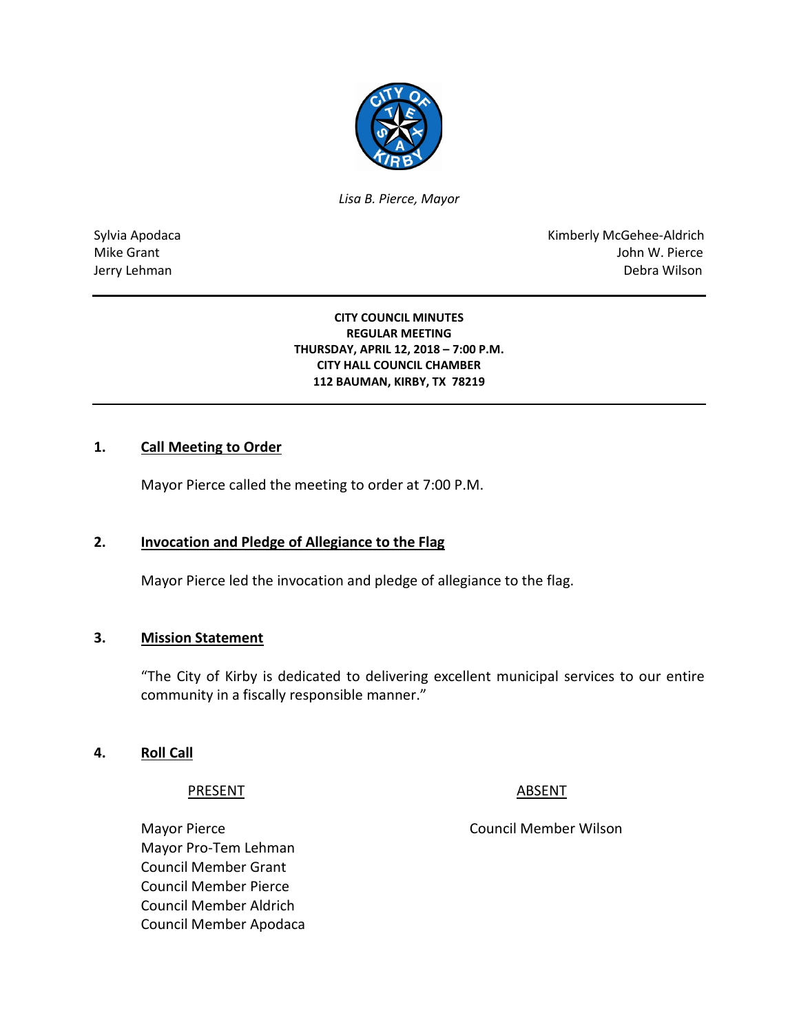*Lisa B. Pierce, Mayor*

Sylvia Apodaca
Mike Grant
Jerry Lehman

Kimberly McGehee-Aldrich
John W. Pierce
Debra Wilson

---

**CITY COUNCIL MINUTES**
**REGULAR MEETING**
**THURSDAY, APRIL 12, 2018 – 7:00 P.M.**
**CITY HALL COUNCIL CHAMBER**
**112 BAUMAN, KIRBY, TX 78219**

---

## 1. Call Meeting to Order

Mayor Pierce called the meeting to order at 7:00 P.M.

## 2. Invocation and Pledge of Allegiance to the Flag

Mayor Pierce led the invocation and pledge of allegiance to the flag.

## 3. Mission Statement

"The City of Kirby is dedicated to delivering excellent municipal services to our entire community in a fiscally responsible manner."

## 4. Roll Call

| PRESENT | ABSENT |
|---|---|
| Mayor Pierce | Council Member Wilson |
| Mayor Pro-Tem Lehman | |
| Council Member Grant | |
| Council Member Pierce | |
| Council Member Aldrich | |
| Council Member Apodaca | |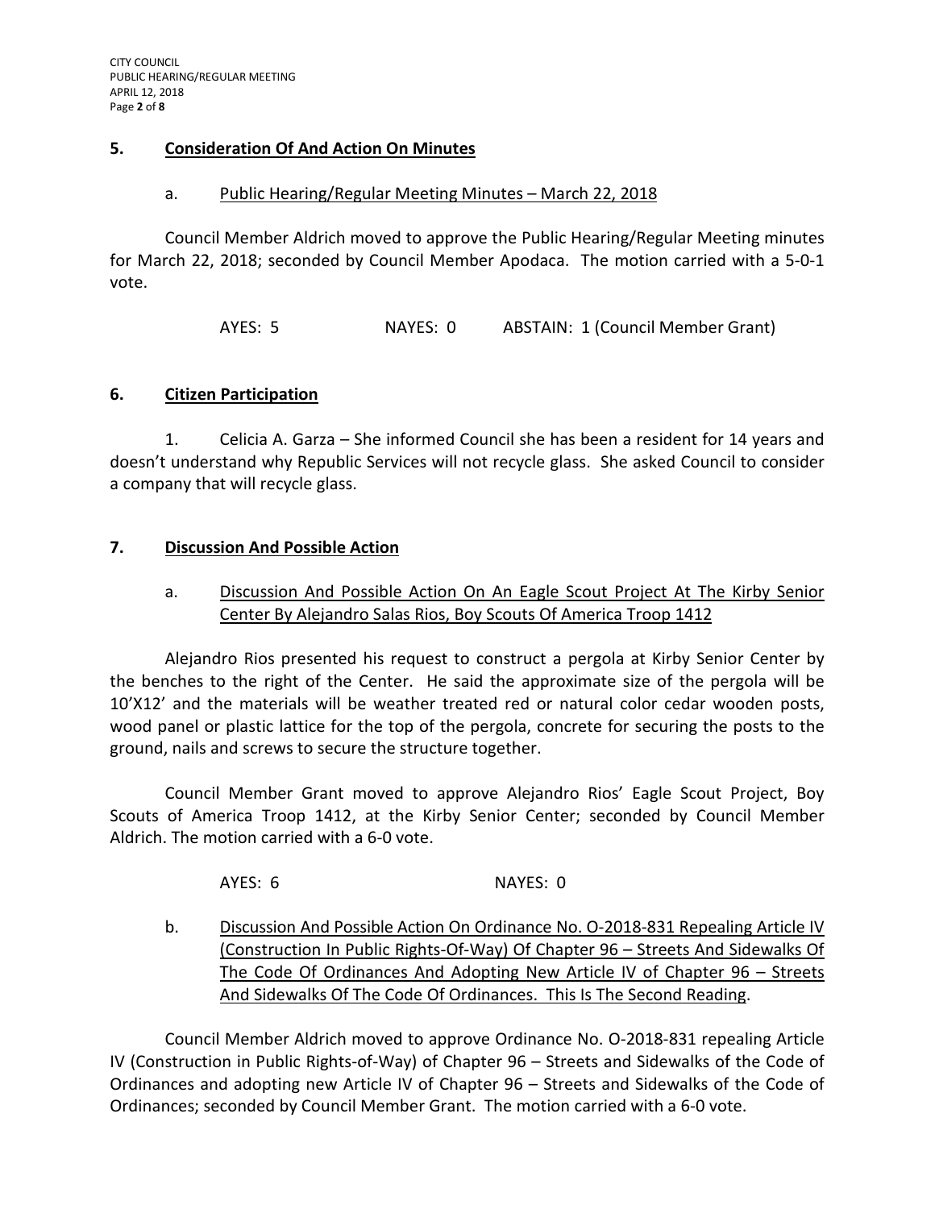## 5. Consideration Of And Action On Minutes

### a. Public Hearing/Regular Meeting Minutes – March 22, 2018

Council Member Aldrich moved to approve the Public Hearing/Regular Meeting minutes for March 22, 2018; seconded by Council Member Apodaca. The motion carried with a 5-0-1 vote.

AYES: 5 NAYES: 0 ABSTAIN: 1 (Council Member Grant)

## 6. Citizen Participation

1. Celicia A. Garza – She informed Council she has been a resident for 14 years and doesn't understand why Republic Services will not recycle glass. She asked Council to consider a company that will recycle glass.

## 7. Discussion And Possible Action

### a. Discussion And Possible Action On An Eagle Scout Project At The Kirby Senior Center By Alejandro Salas Rios, Boy Scouts Of America Troop 1412

Alejandro Rios presented his request to construct a pergola at Kirby Senior Center by the benches to the right of the Center. He said the approximate size of the pergola will be 10'X12' and the materials will be weather treated red or natural color cedar wooden posts, wood panel or plastic lattice for the top of the pergola, concrete for securing the posts to the ground, nails and screws to secure the structure together.

Council Member Grant moved to approve Alejandro Rios' Eagle Scout Project, Boy Scouts of America Troop 1412, at the Kirby Senior Center; seconded by Council Member Aldrich. The motion carried with a 6-0 vote.

AYES: 6 NAYES: 0

### b. Discussion And Possible Action On Ordinance No. O-2018-831 Repealing Article IV (Construction In Public Rights-Of-Way) Of Chapter 96 – Streets And Sidewalks Of The Code Of Ordinances And Adopting New Article IV of Chapter 96 – Streets And Sidewalks Of The Code Of Ordinances. This Is The Second Reading.

Council Member Aldrich moved to approve Ordinance No. O-2018-831 repealing Article IV (Construction in Public Rights-of-Way) of Chapter 96 – Streets and Sidewalks of the Code of Ordinances and adopting new Article IV of Chapter 96 – Streets and Sidewalks of the Code of Ordinances; seconded by Council Member Grant. The motion carried with a 6-0 vote.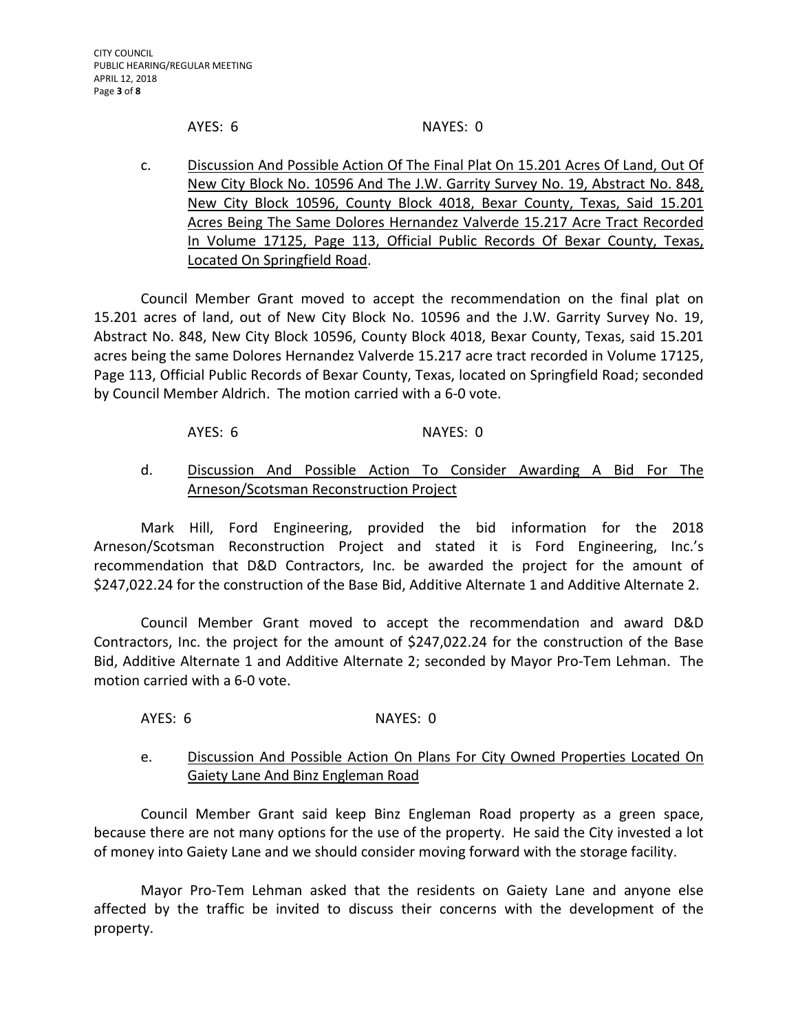AYES: 6 NAYES: 0

c. <u>Discussion And Possible Action Of The Final Plat On 15.201 Acres Of Land, Out Of New City Block No. 10596 And The J.W. Garrity Survey No. 19, Abstract No. 848, New City Block 10596, County Block 4018, Bexar County, Texas, Said 15.201 Acres Being The Same Dolores Hernandez Valverde 15.217 Acre Tract Recorded In Volume 17125, Page 113, Official Public Records Of Bexar County, Texas, Located On Springfield Road</u>.

Council Member Grant moved to accept the recommendation on the final plat on 15.201 acres of land, out of New City Block No. 10596 and the J.W. Garrity Survey No. 19, Abstract No. 848, New City Block 10596, County Block 4018, Bexar County, Texas, said 15.201 acres being the same Dolores Hernandez Valverde 15.217 acre tract recorded in Volume 17125, Page 113, Official Public Records of Bexar County, Texas, located on Springfield Road; seconded by Council Member Aldrich. The motion carried with a 6-0 vote.

AYES: 6 NAYES: 0

d. <u>Discussion And Possible Action To Consider Awarding A Bid For The Arneson/Scotsman Reconstruction Project</u>

Mark Hill, Ford Engineering, provided the bid information for the 2018 Arneson/Scotsman Reconstruction Project and stated it is Ford Engineering, Inc.'s recommendation that D&D Contractors, Inc. be awarded the project for the amount of $247,022.24 for the construction of the Base Bid, Additive Alternate 1 and Additive Alternate 2.

Council Member Grant moved to accept the recommendation and award D&D Contractors, Inc. the project for the amount of $247,022.24 for the construction of the Base Bid, Additive Alternate 1 and Additive Alternate 2; seconded by Mayor Pro-Tem Lehman. The motion carried with a 6-0 vote.

AYES: 6 NAYES: 0

e. <u>Discussion And Possible Action On Plans For City Owned Properties Located On Gaiety Lane And Binz Engleman Road</u>

Council Member Grant said keep Binz Engleman Road property as a green space, because there are not many options for the use of the property. He said the City invested a lot of money into Gaiety Lane and we should consider moving forward with the storage facility.

Mayor Pro-Tem Lehman asked that the residents on Gaiety Lane and anyone else affected by the traffic be invited to discuss their concerns with the development of the property.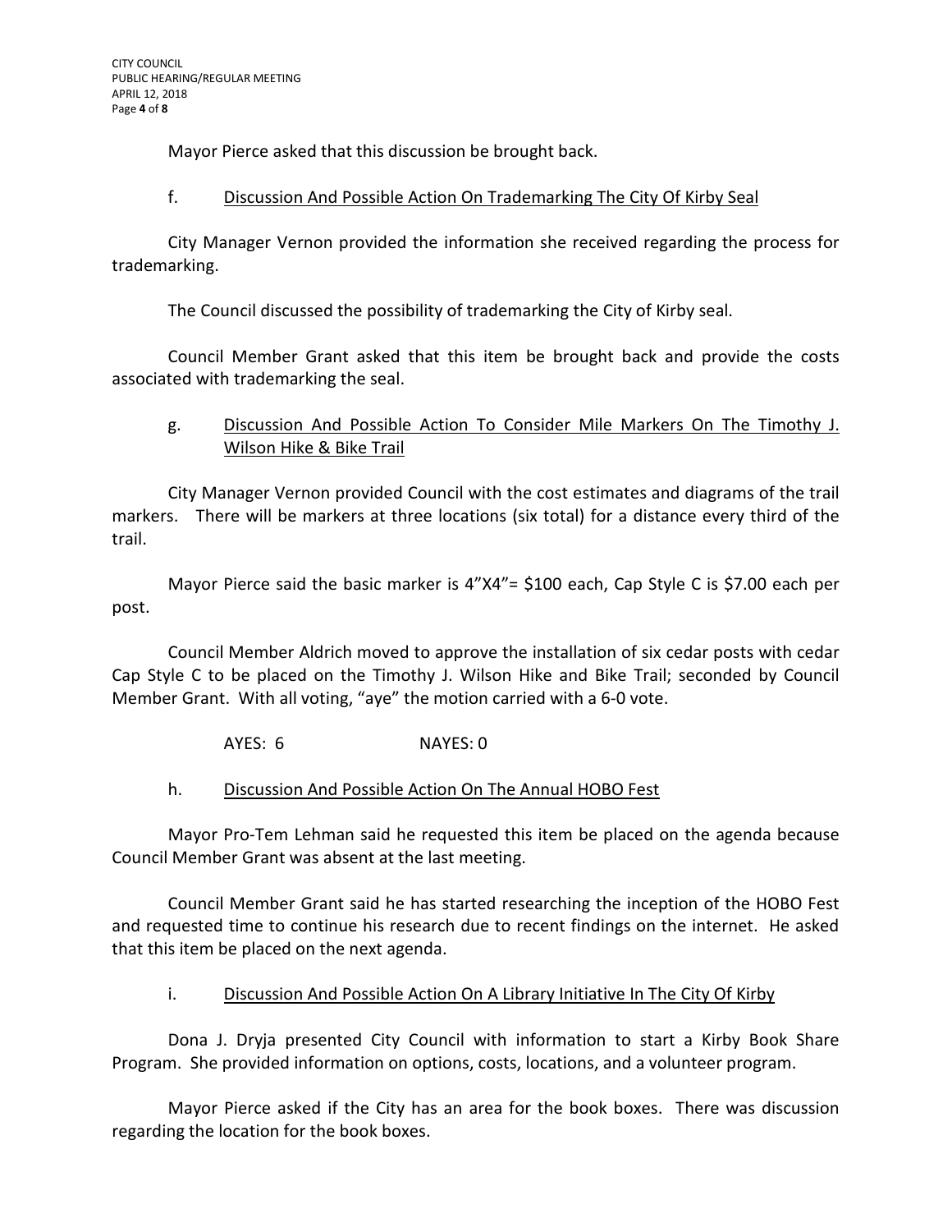Mayor Pierce asked that this discussion be brought back.

f. <u>Discussion And Possible Action On Trademarking The City Of Kirby Seal</u>

City Manager Vernon provided the information she received regarding the process for trademarking.

The Council discussed the possibility of trademarking the City of Kirby seal.

Council Member Grant asked that this item be brought back and provide the costs associated with trademarking the seal.

g. <u>Discussion And Possible Action To Consider Mile Markers On The Timothy J. Wilson Hike & Bike Trail</u>

City Manager Vernon provided Council with the cost estimates and diagrams of the trail markers. There will be markers at three locations (six total) for a distance every third of the trail.

Mayor Pierce said the basic marker is 4”X4”= $100 each, Cap Style C is $7.00 each per post.

Council Member Aldrich moved to approve the installation of six cedar posts with cedar Cap Style C to be placed on the Timothy J. Wilson Hike and Bike Trail; seconded by Council Member Grant. With all voting, “aye” the motion carried with a 6-0 vote.

AYES: 6 NAYES: 0

h. <u>Discussion And Possible Action On The Annual HOBO Fest</u>

Mayor Pro-Tem Lehman said he requested this item be placed on the agenda because Council Member Grant was absent at the last meeting.

Council Member Grant said he has started researching the inception of the HOBO Fest and requested time to continue his research due to recent findings on the internet. He asked that this item be placed on the next agenda.

i. <u>Discussion And Possible Action On A Library Initiative In The City Of Kirby</u>

Dona J. Dryja presented City Council with information to start a Kirby Book Share Program. She provided information on options, costs, locations, and a volunteer program.

Mayor Pierce asked if the City has an area for the book boxes. There was discussion regarding the location for the book boxes.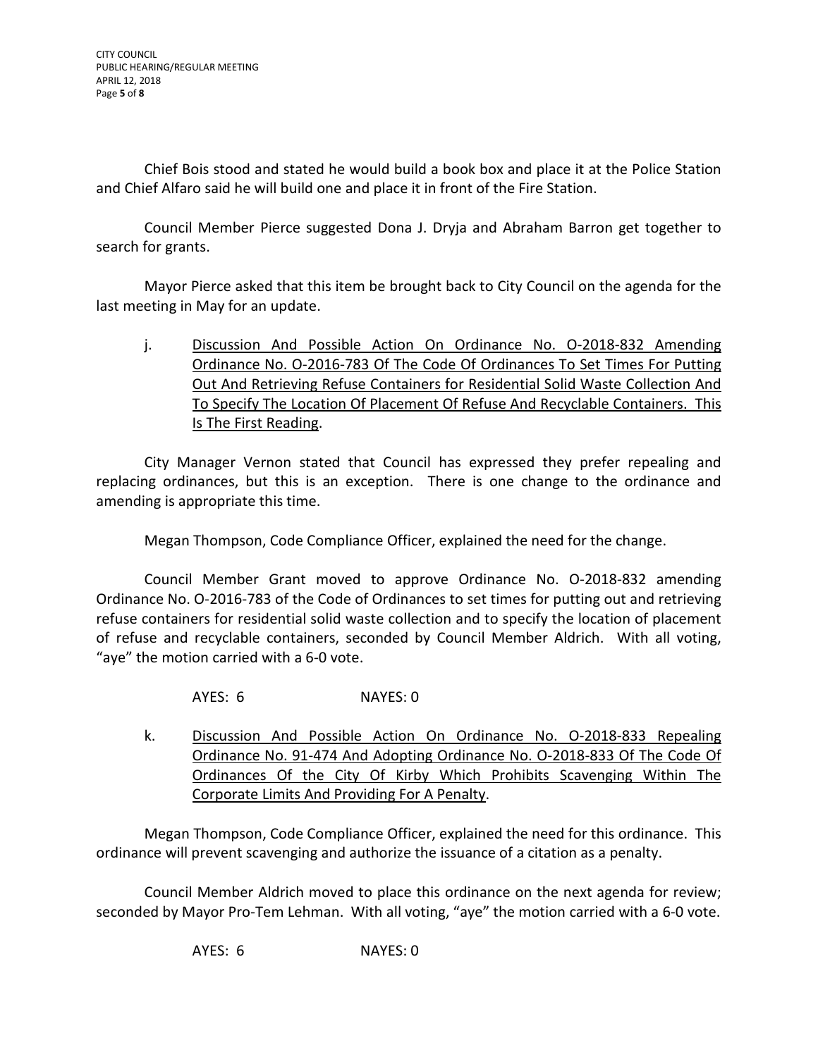Chief Bois stood and stated he would build a book box and place it at the Police Station and Chief Alfaro said he will build one and place it in front of the Fire Station.

Council Member Pierce suggested Dona J. Dryja and Abraham Barron get together to search for grants.

Mayor Pierce asked that this item be brought back to City Council on the agenda for the last meeting in May for an update.

j. Discussion And Possible Action On Ordinance No. O-2018-832 Amending Ordinance No. O-2016-783 Of The Code Of Ordinances To Set Times For Putting Out And Retrieving Refuse Containers for Residential Solid Waste Collection And To Specify The Location Of Placement Of Refuse And Recyclable Containers. This Is The First Reading.

City Manager Vernon stated that Council has expressed they prefer repealing and replacing ordinances, but this is an exception. There is one change to the ordinance and amending is appropriate this time.

Megan Thompson, Code Compliance Officer, explained the need for the change.

Council Member Grant moved to approve Ordinance No. O-2018-832 amending Ordinance No. O-2016-783 of the Code of Ordinances to set times for putting out and retrieving refuse containers for residential solid waste collection and to specify the location of placement of refuse and recyclable containers, seconded by Council Member Aldrich. With all voting, "aye" the motion carried with a 6-0 vote.

AYES: 6 NAYES: 0

k. Discussion And Possible Action On Ordinance No. O-2018-833 Repealing Ordinance No. 91-474 And Adopting Ordinance No. O-2018-833 Of The Code Of Ordinances Of the City Of Kirby Which Prohibits Scavenging Within The Corporate Limits And Providing For A Penalty.

Megan Thompson, Code Compliance Officer, explained the need for this ordinance. This ordinance will prevent scavenging and authorize the issuance of a citation as a penalty.

Council Member Aldrich moved to place this ordinance on the next agenda for review; seconded by Mayor Pro-Tem Lehman. With all voting, "aye" the motion carried with a 6-0 vote.

AYES: 6 NAYES: 0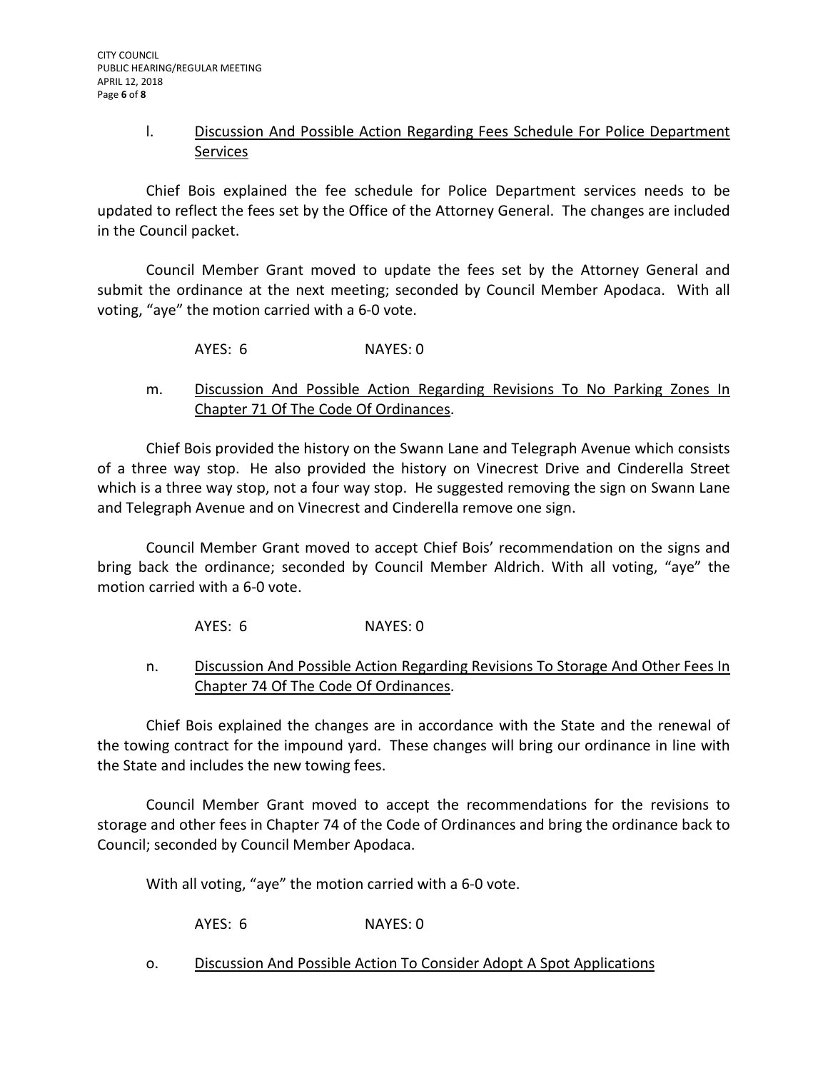l. Discussion And Possible Action Regarding Fees Schedule For Police Department Services

Chief Bois explained the fee schedule for Police Department services needs to be updated to reflect the fees set by the Office of the Attorney General. The changes are included in the Council packet.

Council Member Grant moved to update the fees set by the Attorney General and submit the ordinance at the next meeting; seconded by Council Member Apodaca. With all voting, "aye" the motion carried with a 6-0 vote.

AYES: 6 NAYES: 0

m. Discussion And Possible Action Regarding Revisions To No Parking Zones In Chapter 71 Of The Code Of Ordinances.

Chief Bois provided the history on the Swann Lane and Telegraph Avenue which consists of a three way stop. He also provided the history on Vinecrest Drive and Cinderella Street which is a three way stop, not a four way stop. He suggested removing the sign on Swann Lane and Telegraph Avenue and on Vinecrest and Cinderella remove one sign.

Council Member Grant moved to accept Chief Bois' recommendation on the signs and bring back the ordinance; seconded by Council Member Aldrich. With all voting, "aye" the motion carried with a 6-0 vote.

AYES: 6 NAYES: 0

n. Discussion And Possible Action Regarding Revisions To Storage And Other Fees In Chapter 74 Of The Code Of Ordinances.

Chief Bois explained the changes are in accordance with the State and the renewal of the towing contract for the impound yard. These changes will bring our ordinance in line with the State and includes the new towing fees.

Council Member Grant moved to accept the recommendations for the revisions to storage and other fees in Chapter 74 of the Code of Ordinances and bring the ordinance back to Council; seconded by Council Member Apodaca.

With all voting, "aye" the motion carried with a 6-0 vote.

AYES: 6 NAYES: 0

o. Discussion And Possible Action To Consider Adopt A Spot Applications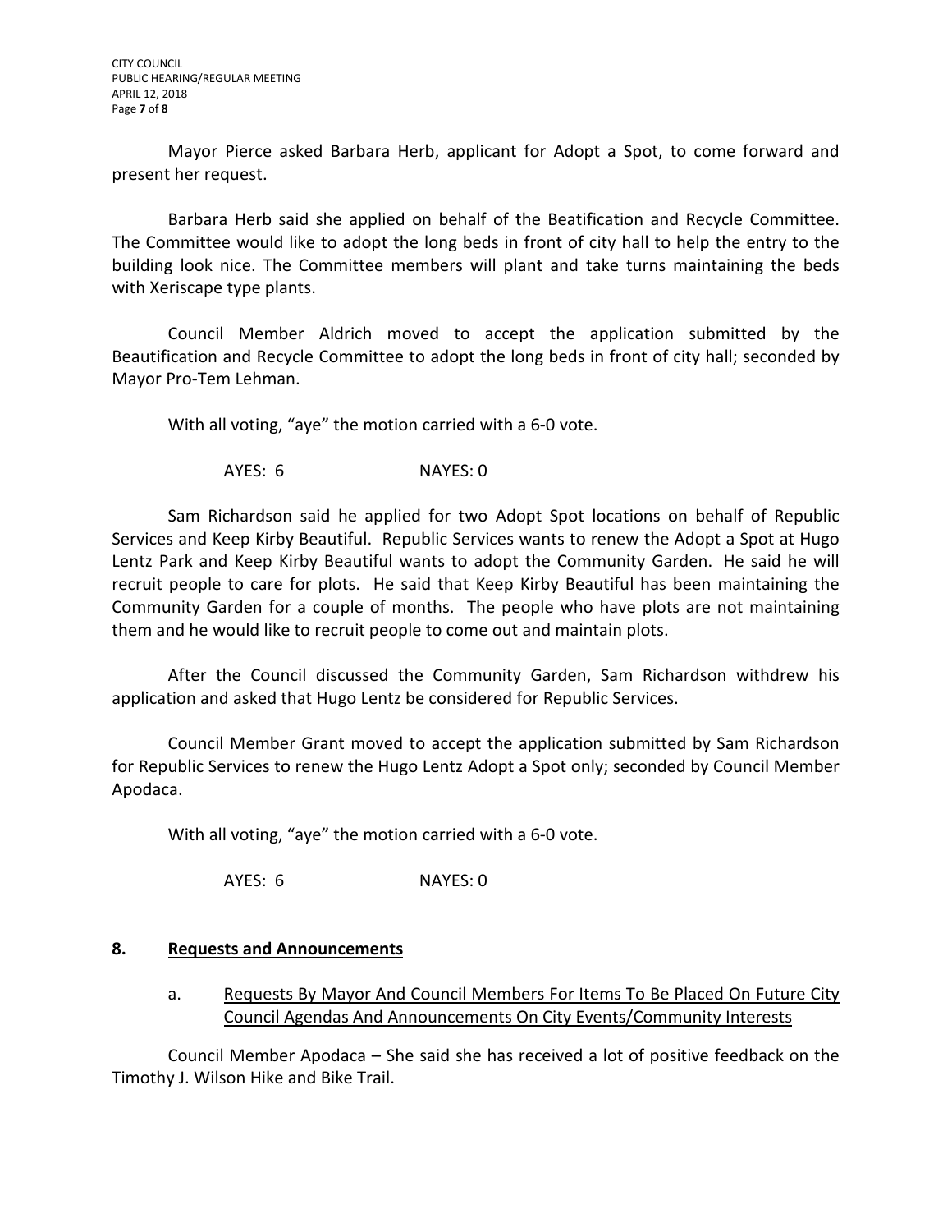Mayor Pierce asked Barbara Herb, applicant for Adopt a Spot, to come forward and present her request.

Barbara Herb said she applied on behalf of the Beatification and Recycle Committee. The Committee would like to adopt the long beds in front of city hall to help the entry to the building look nice. The Committee members will plant and take turns maintaining the beds with Xeriscape type plants.

Council Member Aldrich moved to accept the application submitted by the Beautification and Recycle Committee to adopt the long beds in front of city hall; seconded by Mayor Pro-Tem Lehman.

With all voting, "aye" the motion carried with a 6-0 vote.

AYES: 6 NAYES: 0

Sam Richardson said he applied for two Adopt Spot locations on behalf of Republic Services and Keep Kirby Beautiful. Republic Services wants to renew the Adopt a Spot at Hugo Lentz Park and Keep Kirby Beautiful wants to adopt the Community Garden. He said he will recruit people to care for plots. He said that Keep Kirby Beautiful has been maintaining the Community Garden for a couple of months. The people who have plots are not maintaining them and he would like to recruit people to come out and maintain plots.

After the Council discussed the Community Garden, Sam Richardson withdrew his application and asked that Hugo Lentz be considered for Republic Services.

Council Member Grant moved to accept the application submitted by Sam Richardson for Republic Services to renew the Hugo Lentz Adopt a Spot only; seconded by Council Member Apodaca.

With all voting, "aye" the motion carried with a 6-0 vote.

AYES: 6 NAYES: 0

## 8. Requests and Announcements

a. Requests By Mayor And Council Members For Items To Be Placed On Future City Council Agendas And Announcements On City Events/Community Interests

Council Member Apodaca – She said she has received a lot of positive feedback on the Timothy J. Wilson Hike and Bike Trail.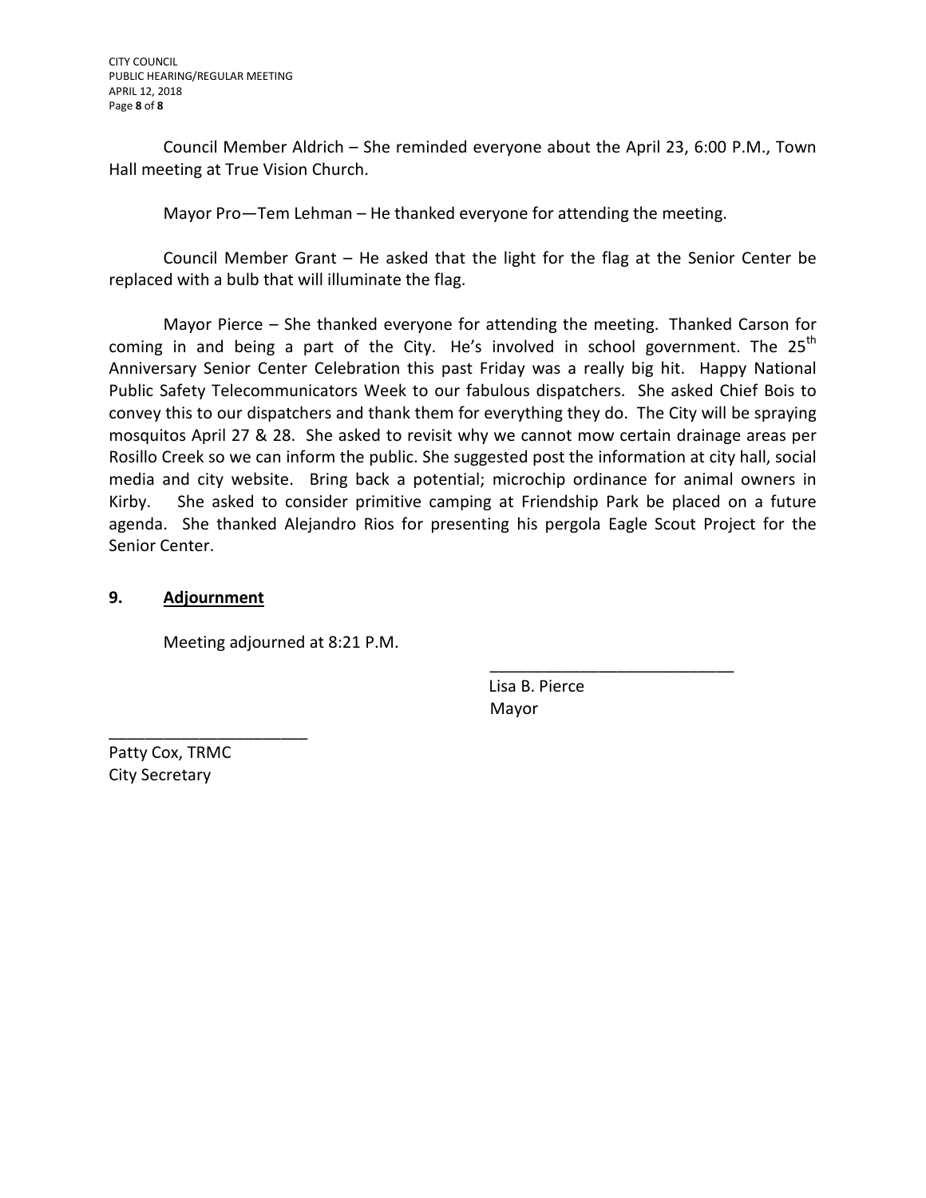Council Member Aldrich – She reminded everyone about the April 23, 6:00 P.M., Town Hall meeting at True Vision Church.

Mayor Pro—Tem Lehman – He thanked everyone for attending the meeting.

Council Member Grant – He asked that the light for the flag at the Senior Center be replaced with a bulb that will illuminate the flag.

Mayor Pierce – She thanked everyone for attending the meeting. Thanked Carson for coming in and being a part of the City. He's involved in school government. The 25th Anniversary Senior Center Celebration this past Friday was a really big hit. Happy National Public Safety Telecommunicators Week to our fabulous dispatchers. She asked Chief Bois to convey this to our dispatchers and thank them for everything they do. The City will be spraying mosquitos April 27 & 28. She asked to revisit why we cannot mow certain drainage areas per Rosillo Creek so we can inform the public. She suggested post the information at city hall, social media and city website. Bring back a potential; microchip ordinance for animal owners in Kirby. She asked to consider primitive camping at Friendship Park be placed on a future agenda. She thanked Alejandro Rios for presenting his pergola Eagle Scout Project for the Senior Center.

## 9. Adjournment

Meeting adjourned at 8:21 P.M.

___________________________
Lisa B. Pierce
Mayor

______________________
Patty Cox, TRMC
City Secretary